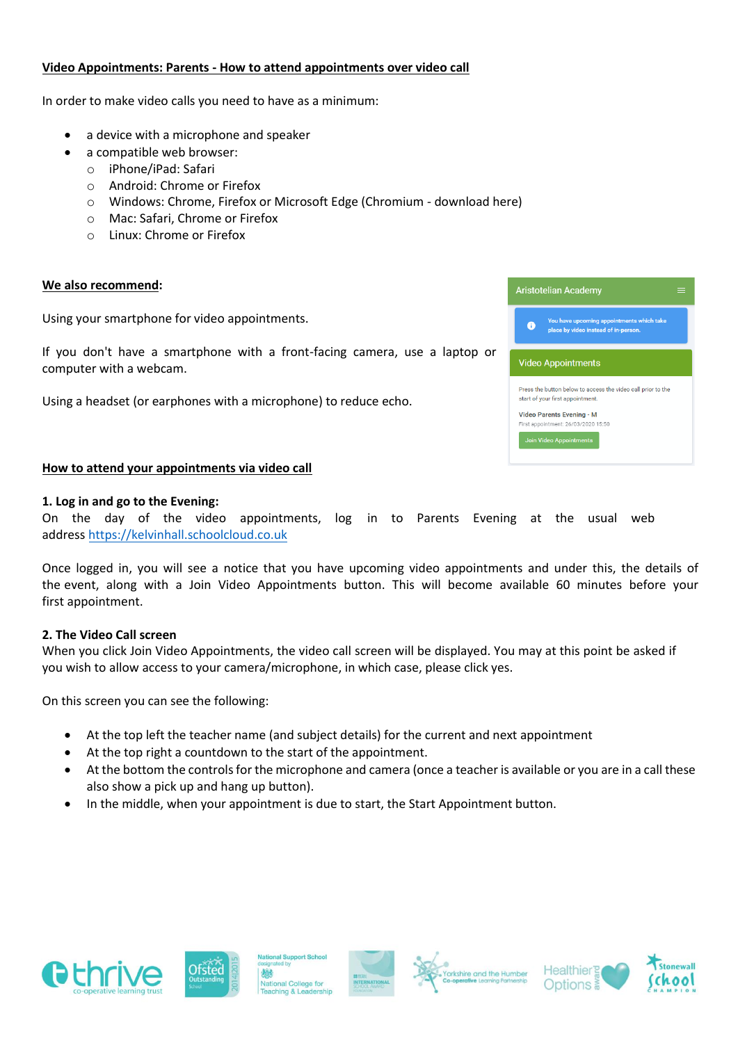**Video Appointments: Parents - How to attend appointments over video call**

In order to make video calls you need to have as a minimum:

- a device with a microphone and speaker
- a compatible web browser:
  - iPhone/iPad: Safari
  - Android: Chrome or Firefox
  - Windows: Chrome, Firefox or Microsoft Edge (Chromium - download here)
  - Mac: Safari, Chrome or Firefox
  - Linux: Chrome or Firefox

**We also recommend:**

Using your smartphone for video appointments.

If you don't have a smartphone with a front-facing camera, use a laptop or computer with a webcam.

Using a headset (or earphones with a microphone) to reduce echo.

Aristotelian Academy

You have upcoming appointments which take place by video instead of in-person.

Video Appointments

Press the button below to access the video call prior to the start of your first appointment.

Video Parents Evening - M

First appointment: 26/03/2020 15:50

Join Video Appointments

**How to attend your appointments via video call**

**1. Log in and go to the Evening:**
On the day of the video appointments, log in to Parents Evening at the usual web address https://kelvinhall.schoolcloud.co.uk

Once logged in, you will see a notice that you have upcoming video appointments and under this, the details of the event, along with a Join Video Appointments button. This will become available 60 minutes before your first appointment.

**2. The Video Call screen**
When you click Join Video Appointments, the video call screen will be displayed. You may at this point be asked if you wish to allow access to your camera/microphone, in which case, please click yes.

On this screen you can see the following:

- At the top left the teacher name (and subject details) for the current and next appointment
- At the top right a countdown to the start of the appointment.
- At the bottom the controls for the microphone and camera (once a teacher is available or you are in a call these also show a pick up and hang up button).
- In the middle, when your appointment is due to start, the Start Appointment button.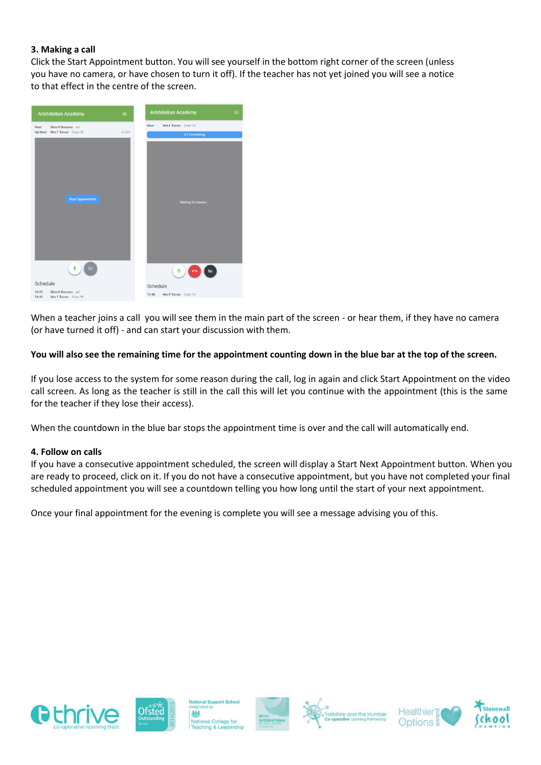**3. Making a call**

Click the Start Appointment button. You will see yourself in the bottom right corner of the screen (unless you have no camera, or have chosen to turn it off). If the teacher has not yet joined you will see a notice to that effect in the centre of the screen.

When a teacher joins a call you will see them in the main part of the screen - or hear them, if they have no camera (or have turned it off) - and can start your discussion with them.

**You will also see the remaining time for the appointment counting down in the blue bar at the top of the screen.**

If you lose access to the system for some reason during the call, log in again and click Start Appointment on the video call screen. As long as the teacher is still in the call this will let you continue with the appointment (this is the same for the teacher if they lose their access).

When the countdown in the blue bar stops the appointment time is over and the call will automatically end.

**4. Follow on calls**

If you have a consecutive appointment scheduled, the screen will display a Start Next Appointment button. When you are ready to proceed, click on it. If you do not have a consecutive appointment, but you have not completed your final scheduled appointment you will see a countdown telling you how long until the start of your next appointment.

Once your final appointment for the evening is complete you will see a message advising you of this.